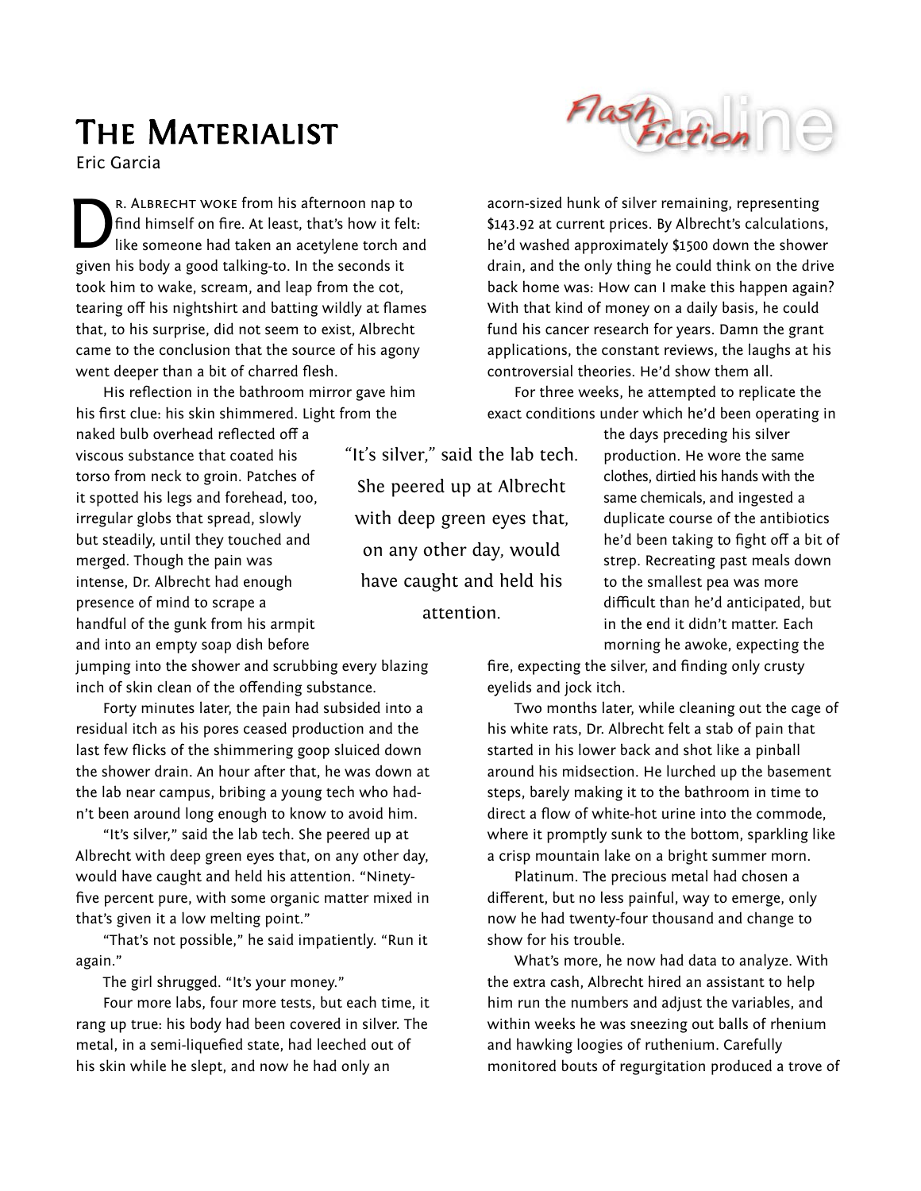# The Materialist

Eric Garcia

Dr. Albrecht woke from his afternoon nap to find himself on fire. At least, that's how it felt: like someone had taken an acetylene torch and given his body a good talking-to. In the seconds it took him to wake, scream, and leap from the cot, tearing off his nightshirt and batting wildly at flames that, to his surprise, did not seem to exist, Albrecht came to the conclusion that the source of his agony went deeper than a bit of charred flesh.

His reflection in the bathroom mirror gave him his first clue: his skin shimmered. Light from the naked bulb overhead reflected off a viscous substance that coated his torso from neck to groin. Patches of it spotted his legs and forehead, too, irregular globs that spread, slowly but steadily, until they touched and merged. Though the pain was intense, Dr. Albrecht had enough presence of mind to scrape a handful of the gunk from his armpit and into an empty soap dish before jumping into the shower and scrubbing every blazing inch of skin clean of the offending substance.

Forty minutes later, the pain had subsided into a residual itch as his pores ceased production and the last few flicks of the shimmering goop sluiced down the shower drain. An hour after that, he was down at the lab near campus, bribing a young tech who hadn't been around long enough to know to avoid him.

"It's silver," said the lab tech. She peered up at Albrecht with deep green eyes that, on any other day, would have caught and held his attention. "Ninety-five percent pure, with some organic matter mixed in that's given it a low melting point."

"That's not possible," he said impatiently. "Run it again."

The girl shrugged. "It's your money."

Four more labs, four more tests, but each time, it rang up true: his body had been covered in silver. The metal, in a semi-liquefied state, had leeched out of his skin while he slept, and now he had only an acorn-sized hunk of silver remaining, representing $143.92 at current prices. By Albrecht's calculations, he'd washed approximately $1500 down the shower drain, and the only thing he could think on the drive back home was: How can I make this happen again? With that kind of money on a daily basis, he could fund his cancer research for years. Damn the grant applications, the constant reviews, the laughs at his controversial theories. He'd show them all.

For three weeks, he attempted to replicate the exact conditions under which he'd been operating in the days preceding his silver production. He wore the same clothes, dirtied his hands with the same chemicals, and ingested a duplicate course of the antibiotics he'd been taking to fight off a bit of strep. Recreating past meals down to the smallest pea was more difficult than he'd anticipated, but in the end it didn't matter. Each morning he awoke, expecting the fire, expecting the silver, and finding only crusty eyelids and jock itch.

Two months later, while cleaning out the cage of his white rats, Dr. Albrecht felt a stab of pain that started in his lower back and shot like a pinball around his midsection. He lurched up the basement steps, barely making it to the bathroom in time to direct a flow of white-hot urine into the commode, where it promptly sunk to the bottom, sparkling like a crisp mountain lake on a bright summer morn.

Platinum. The precious metal had chosen a different, but no less painful, way to emerge, only now he had twenty-four thousand and change to show for his trouble.

What's more, he now had data to analyze. With the extra cash, Albrecht hired an assistant to help him run the numbers and adjust the variables, and within weeks he was sneezing out balls of rhenium and hawking loogies of ruthenium. Carefully monitored bouts of regurgitation produced a trove of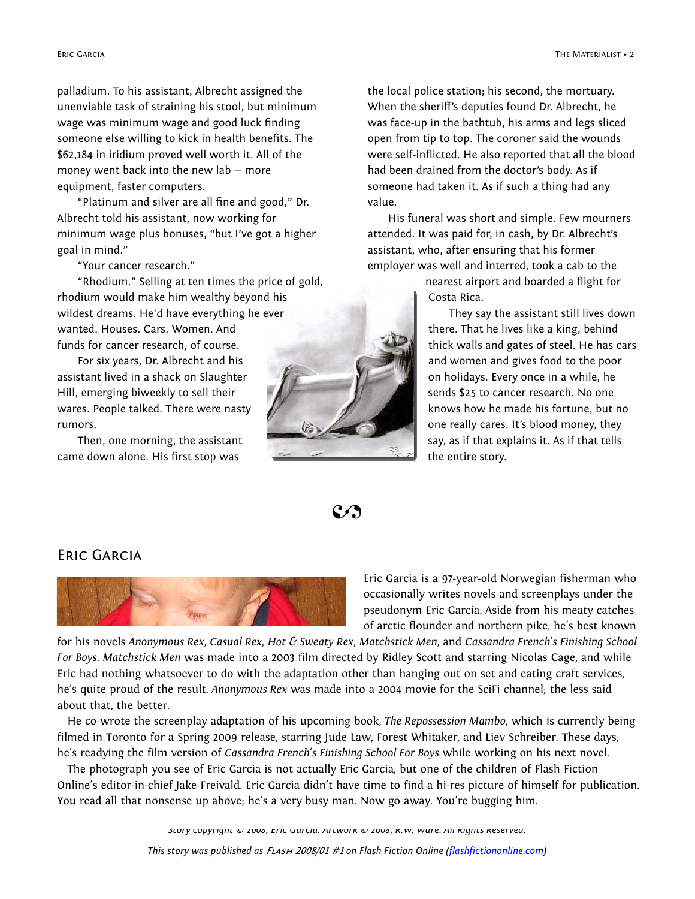palladium. To his assistant, Albrecht assigned the unenviable task of straining his stool, but minimum wage was minimum wage and good luck finding someone else willing to kick in health benefits. The $62,184 in iridium proved well worth it. All of the money went back into the new lab — more equipment, faster computers.

"Platinum and silver are all fine and good," Dr. Albrecht told his assistant, now working for minimum wage plus bonuses, "but I've got a higher goal in mind."

"Your cancer research."

"Rhodium." Selling at ten times the price of gold, rhodium would make him wealthy beyond his wildest dreams. He'd have everything he ever wanted. Houses. Cars. Women. And funds for cancer research, of course.

For six years, Dr. Albrecht and his assistant lived in a shack on Slaughter Hill, emerging biweekly to sell their wares. People talked. There were nasty rumors.

Then, one morning, the assistant came down alone. His first stop was the local police station; his second, the mortuary. When the sheriff's deputies found Dr. Albrecht, he was face-up in the bathtub, his arms and legs sliced open from tip to top. The coroner said the wounds were self-inflicted. He also reported that all the blood had been drained from the doctor's body. As if someone had taken it. As if such a thing had any value.

His funeral was short and simple. Few mourners attended. It was paid for, in cash, by Dr. Albrecht's assistant, who, after ensuring that his former employer was well and interred, took a cab to the nearest airport and boarded a flight for Costa Rica.

They say the assistant still lives down there. That he lives like a king, behind thick walls and gates of steel. He has cars and women and gives food to the poor on holidays. Every once in a while, he sends $25 to cancer research. No one knows how he made his fortune, but no one really cares. It's blood money, they say, as if that explains it. As if that tells the entire story.

## Eric Garcia

Eric Garcia is a 97-year-old Norwegian fisherman who occasionally writes novels and screenplays under the pseudonym Eric Garcia. Aside from his meaty catches of arctic flounder and northern pike, he's best known for his novels *Anonymous Rex*, *Casual Rex*, *Hot & Sweaty Rex*, *Matchstick Men*, and *Cassandra French's Finishing School For Boys*. *Matchstick Men* was made into a 2003 film directed by Ridley Scott and starring Nicolas Cage, and while Eric had nothing whatsoever to do with the adaptation other than hanging out on set and eating craft services, he's quite proud of the result. *Anonymous Rex* was made into a 2004 movie for the SciFi channel; the less said about that, the better.

He co-wrote the screenplay adaptation of his upcoming book, *The Repossession Mambo*, which is currently being filmed in Toronto for a Spring 2009 release, starring Jude Law, Forest Whitaker, and Liev Schreiber. These days, he's readying the film version of *Cassandra French's Finishing School For Boys* while working on his next novel.

The photograph you see of Eric Garcia is not actually Eric Garcia, but one of the children of Flash Fiction Online's editor-in-chief Jake Freivald. Eric Garcia didn't have time to find a hi-res picture of himself for publication. You read all that nonsense up above; he's a very busy man. Now go away. You're bugging him.

*Story copyright © 2008, Eric Garcia. Artwork © 2008, R.W. Ware. All Rights Reserved.*

*This story was published as Flash 2008/01 #1 on Flash Fiction Online (flashfictiononline.com)*